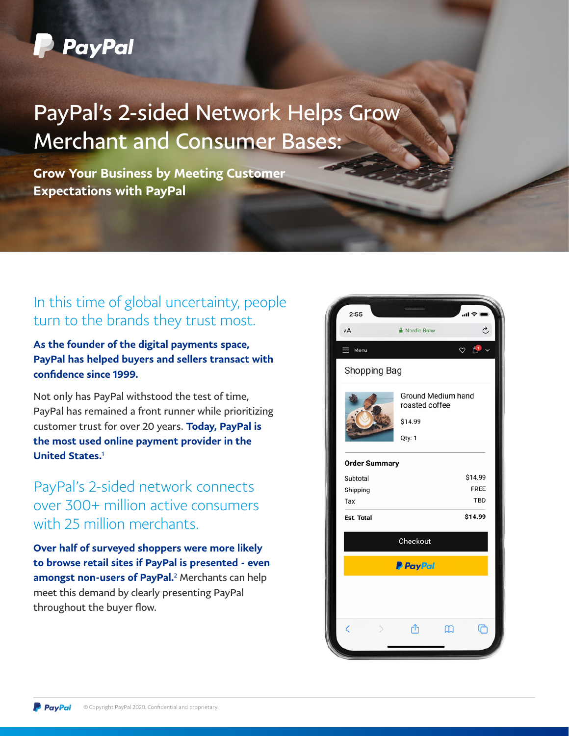# PayPal's 2-sided Network Helps Grow Merchant and Consumer Bases:

## Grow Your Business by Meeting Customer Expectations with PayPal

In this time of global uncertainty, people turn to the brands they trust most.

**As the founder of the digital payments space, PayPal has helped buyers and sellers transact with confidence since 1999.**

Not only has PayPal withstood the test of time, PayPal has remained a front runner while prioritizing customer trust for over 20 years. **Today, PayPal is the most used online payment provider in the United States.**[1]

PayPal's 2-sided network connects over 300+ million active consumers with 25 million merchants.

**Over half of surveyed shoppers were more likely to browse retail sites if PayPal is presented - even amongst non-users of PayPal.**[2] Merchants can help meet this demand by clearly presenting PayPal throughout the buyer flow.

© Copyright PayPal 2020. Confidential and proprietary.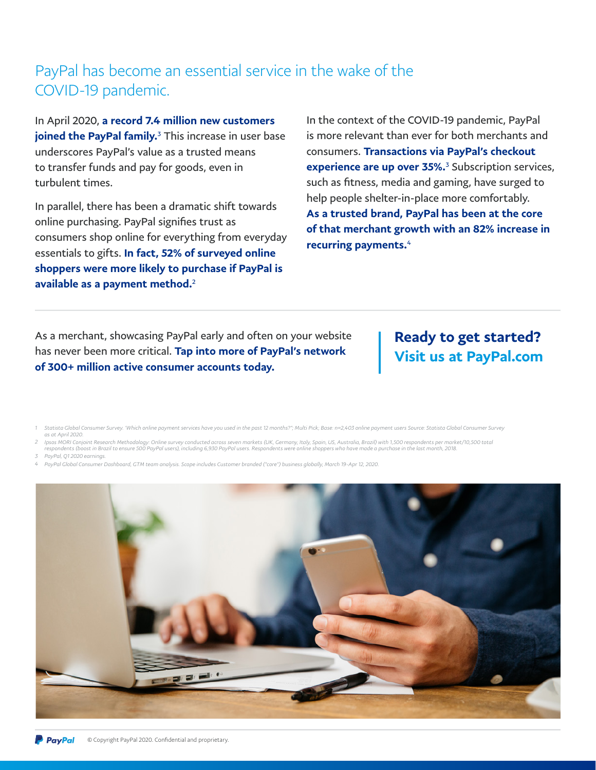# PayPal has become an essential service in the wake of the COVID-19 pandemic.

In April 2020, **a record 7.4 million new customers joined the PayPal family.**[3] This increase in user base underscores PayPal's value as a trusted means to transfer funds and pay for goods, even in turbulent times.

In parallel, there has been a dramatic shift towards online purchasing. PayPal signifies trust as consumers shop online for everything from everyday essentials to gifts. **In fact, 52% of surveyed online shoppers were more likely to purchase if PayPal is available as a payment method.**[2]

In the context of the COVID-19 pandemic, PayPal is more relevant than ever for both merchants and consumers. **Transactions via PayPal's checkout experience are up over 35%.**[3] Subscription services, such as fitness, media and gaming, have surged to help people shelter-in-place more comfortably. **As a trusted brand, PayPal has been at the core of that merchant growth with an 82% increase in recurring payments.**[4]

As a merchant, showcasing PayPal early and often on your website has never been more critical. **Tap into more of PayPal's network of 300+ million active consumer accounts today.**

**Ready to get started?**
**Visit us at PayPal.com**

1 *Statista Global Consumer Survey. 'Which online payment services have you used in the past 12 months?', Multi Pick; Base: n=2,403 online payment users Source: Statista Global Consumer Survey as at April 2020.*

2 *Ipsos MORI Conjoint Research Methodology: Online survey conducted across seven markets (UK, Germany, Italy, Spain, US, Australia, Brazil) with 1,500 respondents per market/10,500 total respondents (boost in Brazil to ensure 500 PayPal users), including 6,930 PayPal users. Respondents were online shoppers who have made a purchase in the last month, 2018.*

3 *PayPal, Q1 2020 earnings.*

4 *PayPal Global Consumer Dashboard, GTM team analysis. Scope includes Customer branded ("core") business globally, March 19-Apr 12, 2020.*

© Copyright PayPal 2020. Confidential and proprietary.